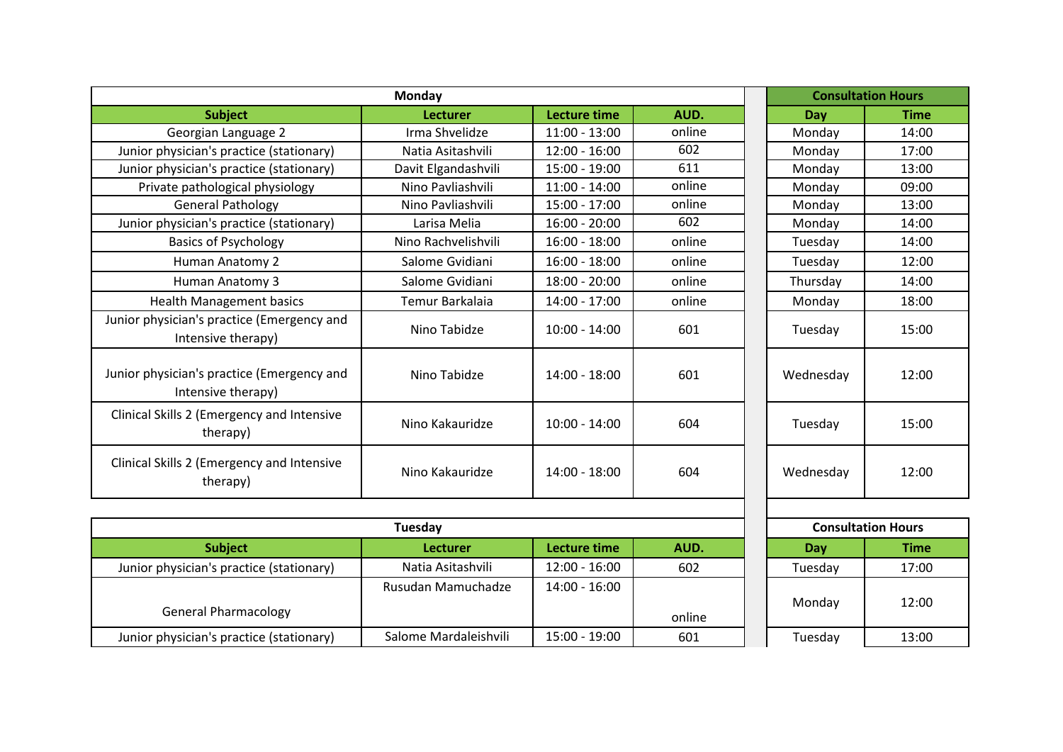| Monday | | | | Consultation Hours | |
|---|---|---|---|---|---|
| **Subject** | **Lecturer** | **Lecture time** | **AUD.** | **Day** | **Time** |
| Georgian Language 2 | Irma Shvelidze | 11:00 - 13:00 | online | Monday | 14:00 |
| Junior physician's practice (stationary) | Natia Asitashvili | 12:00 - 16:00 | 602 | Monday | 17:00 |
| Junior physician's practice (stationary) | Davit Elgandashvili | 15:00 - 19:00 | 611 | Monday | 13:00 |
| Private pathological physiology | Nino Pavliashvili | 11:00 - 14:00 | online | Monday | 09:00 |
| General Pathology | Nino Pavliashvili | 15:00 - 17:00 | online | Monday | 13:00 |
| Junior physician's practice (stationary) | Larisa Melia | 16:00 - 20:00 | 602 | Monday | 14:00 |
| Basics of Psychology | Nino Rachvelishvili | 16:00 - 18:00 | online | Tuesday | 14:00 |
| Human Anatomy 2 | Salome Gvidiani | 16:00 - 18:00 | online | Tuesday | 12:00 |
| Human Anatomy 3 | Salome Gvidiani | 18:00 - 20:00 | online | Thursday | 14:00 |
| Health Management basics | Temur Barkalaia | 14:00 - 17:00 | online | Monday | 18:00 |
| Junior physician's practice (Emergency and Intensive therapy) | Nino Tabidze | 10:00 - 14:00 | 601 | Tuesday | 15:00 |
| Junior physician's practice (Emergency and Intensive therapy) | Nino Tabidze | 14:00 - 18:00 | 601 | Wednesday | 12:00 |
| Clinical Skills 2 (Emergency and Intensive therapy) | Nino Kakauridze | 10:00 - 14:00 | 604 | Tuesday | 15:00 |
| Clinical Skills 2 (Emergency and Intensive therapy) | Nino Kakauridze | 14:00 - 18:00 | 604 | Wednesday | 12:00 |

| Tuesday | | | | Consultation Hours | |
|---|---|---|---|---|---|
| **Subject** | **Lecturer** | **Lecture time** | **AUD.** | **Day** | **Time** |
| Junior physician's practice (stationary) | Natia Asitashvili | 12:00 - 16:00 | 602 | Tuesday | 17:00 |
| General Pharmacology | Rusudan Mamuchadze | 14:00 - 16:00 | online | Monday | 12:00 |
| Junior physician's practice (stationary) | Salome Mardaleishvili | 15:00 - 19:00 | 601 | Tuesday | 13:00 |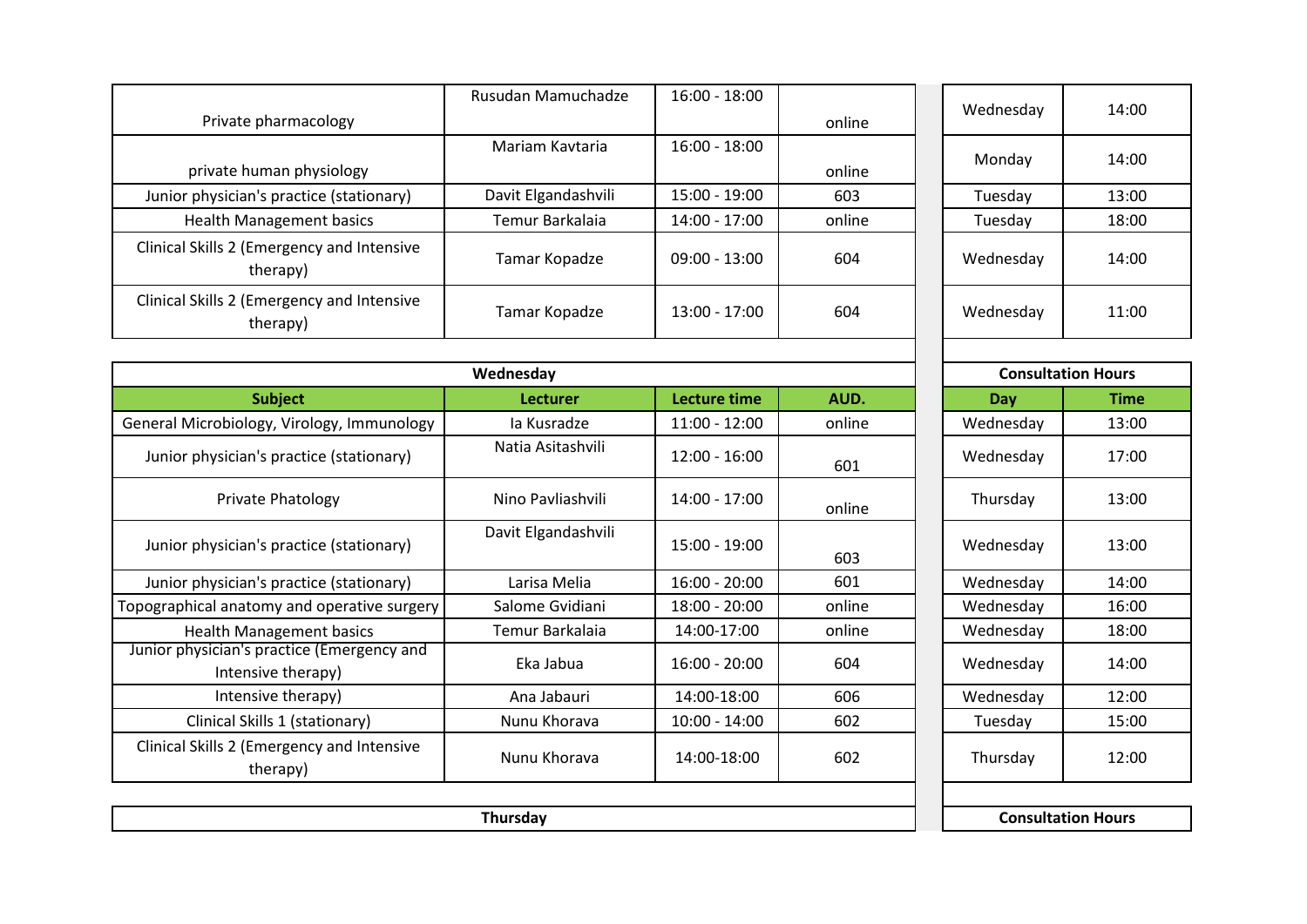| Subject | Lecturer | Lecture time | AUD. | Day | Time |
|---|---|---|---|---|---|
| Private pharmacology | Rusudan Mamuchadze | 16:00 - 18:00 | online | Wednesday | 14:00 |
| private human physiology | Mariam Kavtaria | 16:00 - 18:00 | online | Monday | 14:00 |
| Junior physician's practice (stationary) | Davit Elgandashvili | 15:00 - 19:00 | 603 | Tuesday | 13:00 |
| Health Management basics | Temur Barkalaia | 14:00 - 17:00 | online | Tuesday | 18:00 |
| Clinical Skills 2 (Emergency and Intensive therapy) | Tamar Kopadze | 09:00 - 13:00 | 604 | Wednesday | 14:00 |
| Clinical Skills 2 (Emergency and Intensive therapy) | Tamar Kopadze | 13:00 - 17:00 | 604 | Wednesday | 11:00 |

| Wednesday | | | | Consultation Hours | |
|---|---|---|---|---|---|
| **Subject** | **Lecturer** | **Lecture time** | **AUD.** | **Day** | **Time** |
| General Microbiology, Virology, Immunology | Ia Kusradze | 11:00 - 12:00 | online | Wednesday | 13:00 |
| Junior physician's practice (stationary) | Natia Asitashvili | 12:00 - 16:00 | 601 | Wednesday | 17:00 |
| Private Phatology | Nino Pavliashvili | 14:00 - 17:00 | online | Thursday | 13:00 |
| Junior physician's practice (stationary) | Davit Elgandashvili | 15:00 - 19:00 | 603 | Wednesday | 13:00 |
| Junior physician's practice (stationary) | Larisa Melia | 16:00 - 20:00 | 601 | Wednesday | 14:00 |
| Topographical anatomy and operative surgery | Salome Gvidiani | 18:00 - 20:00 | online | Wednesday | 16:00 |
| Health Management basics | Temur Barkalaia | 14:00-17:00 | online | Wednesday | 18:00 |
| Junior physician's practice (Emergency and Intensive therapy) | Eka Jabua | 16:00 - 20:00 | 604 | Wednesday | 14:00 |
| Intensive therapy) | Ana Jabauri | 14:00-18:00 | 606 | Wednesday | 12:00 |
| Clinical Skills 1 (stationary) | Nunu Khorava | 10:00 - 14:00 | 602 | Tuesday | 15:00 |
| Clinical Skills 2 (Emergency and Intensive therapy) | Nunu Khorava | 14:00-18:00 | 602 | Thursday | 12:00 |

| Thursday | | | | Consultation Hours | |
|---|---|---|---|---|---|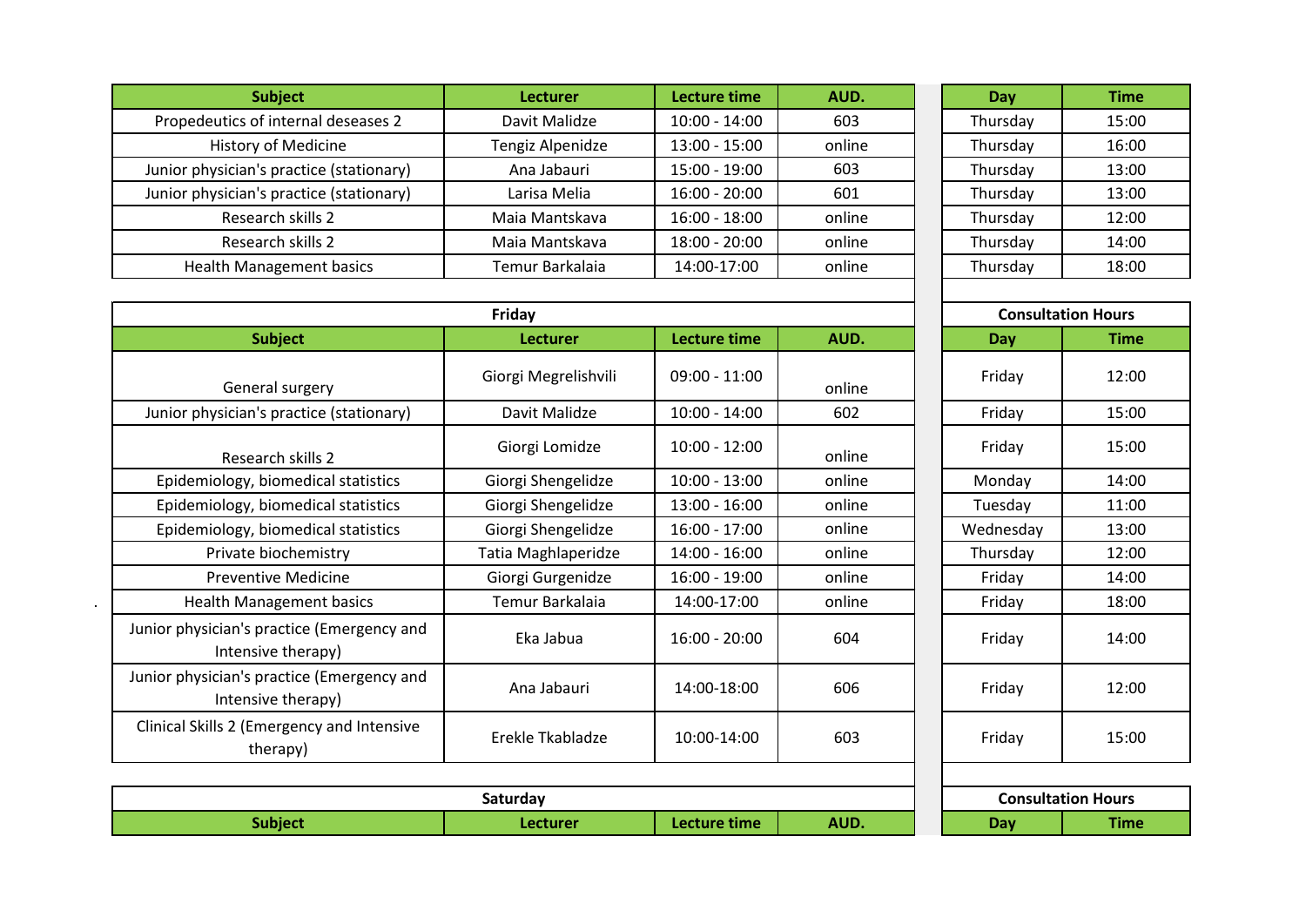| Subject | Lecturer | Lecture time | AUD. | Day | Time |
|---|---|---|---|---|---|
| Propedeutics of internal deseases 2 | Davit Malidze | 10:00 - 14:00 | 603 | Thursday | 15:00 |
| History of Medicine | Tengiz Alpenidze | 13:00 - 15:00 | online | Thursday | 16:00 |
| Junior physician's practice (stationary) | Ana Jabauri | 15:00 - 19:00 | 603 | Thursday | 13:00 |
| Junior physician's practice (stationary) | Larisa Melia | 16:00 - 20:00 | 601 | Thursday | 13:00 |
| Research skills 2 | Maia Mantskava | 16:00 - 18:00 | online | Thursday | 12:00 |
| Research skills 2 | Maia Mantskava | 18:00 - 20:00 | online | Thursday | 14:00 |
| Health Management basics | Temur Barkalaia | 14:00-17:00 | online | Thursday | 18:00 |

| Friday | | | | Consultation Hours | |
|---|---|---|---|---|---|
| **Subject** | **Lecturer** | **Lecture time** | **AUD.** | **Day** | **Time** |
| General surgery | Giorgi Megrelishvili | 09:00 - 11:00 | online | Friday | 12:00 |
| Junior physician's practice (stationary) | Davit Malidze | 10:00 - 14:00 | 602 | Friday | 15:00 |
| Research skills 2 | Giorgi Lomidze | 10:00 - 12:00 | online | Friday | 15:00 |
| Epidemiology, biomedical statistics | Giorgi Shengelidze | 10:00 - 13:00 | online | Monday | 14:00 |
| Epidemiology, biomedical statistics | Giorgi Shengelidze | 13:00 - 16:00 | online | Tuesday | 11:00 |
| Epidemiology, biomedical statistics | Giorgi Shengelidze | 16:00 - 17:00 | online | Wednesday | 13:00 |
| Private biochemistry | Tatia Maghlaperidze | 14:00 - 16:00 | online | Thursday | 12:00 |
| Preventive Medicine | Giorgi Gurgenidze | 16:00 - 19:00 | online | Friday | 14:00 |
| Health Management basics | Temur Barkalaia | 14:00-17:00 | online | Friday | 18:00 |
| Junior physician's practice (Emergency and Intensive therapy) | Eka Jabua | 16:00 - 20:00 | 604 | Friday | 14:00 |
| Junior physician's practice (Emergency and Intensive therapy) | Ana Jabauri | 14:00-18:00 | 606 | Friday | 12:00 |
| Clinical Skills 2 (Emergency and Intensive therapy) | Erekle Tkabladze | 10:00-14:00 | 603 | Friday | 15:00 |

| Saturday | | | | Consultation Hours | |
|---|---|---|---|---|---|
| **Subject** | **Lecturer** | **Lecture time** | **AUD.** | **Day** | **Time** |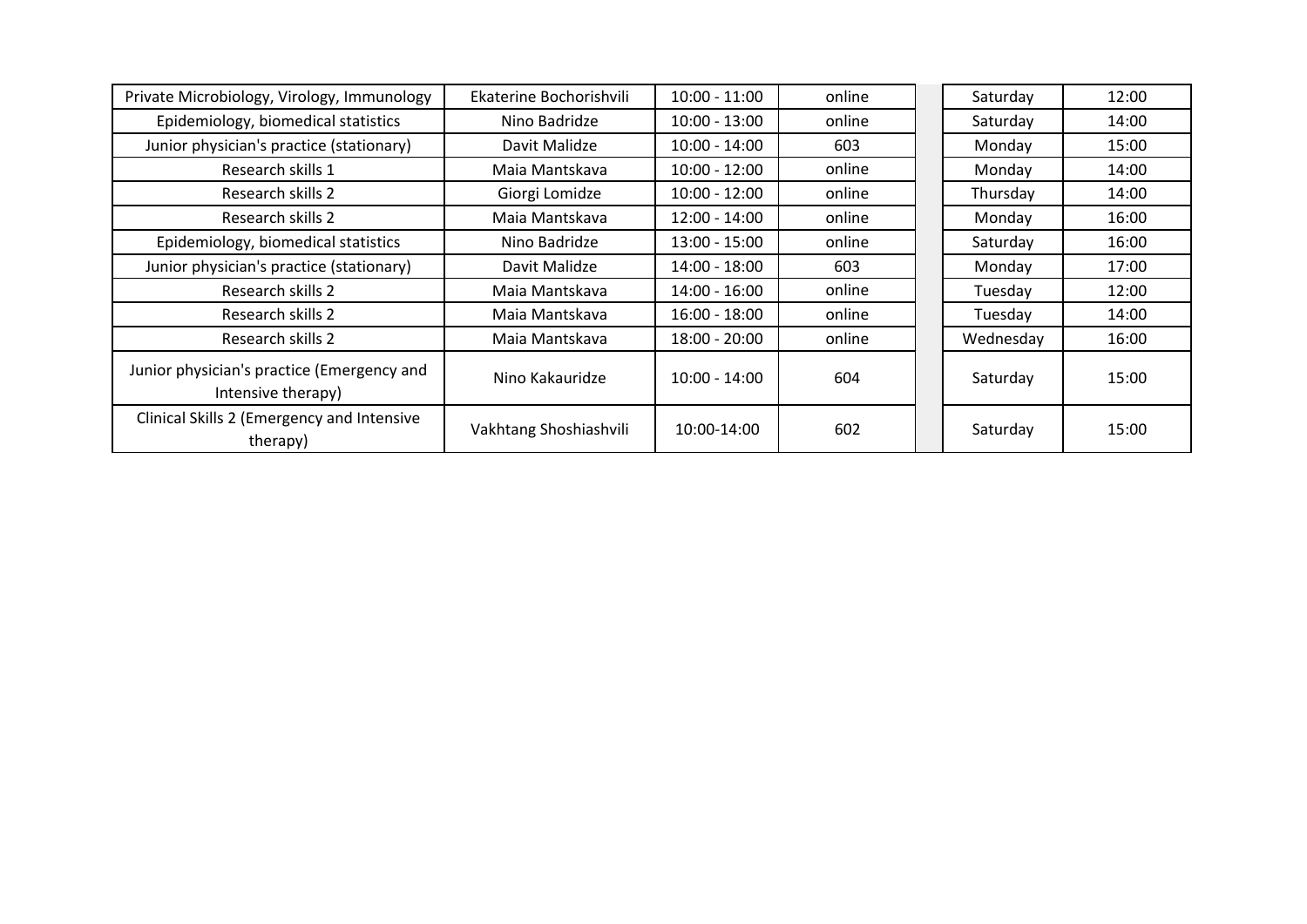| | | | | | | |
|---|---|---|---|---|---|---|
| Private Microbiology, Virology, Immunology | Ekaterine Bochorishvili | 10:00 - 11:00 | online | | Saturday | 12:00 |
| Epidemiology, biomedical statistics | Nino Badridze | 10:00 - 13:00 | online | | Saturday | 14:00 |
| Junior physician's practice (stationary) | Davit Malidze | 10:00 - 14:00 | 603 | | Monday | 15:00 |
| Research skills 1 | Maia Mantskava | 10:00 - 12:00 | online | | Monday | 14:00 |
| Research skills 2 | Giorgi Lomidze | 10:00 - 12:00 | online | | Thursday | 14:00 |
| Research skills 2 | Maia Mantskava | 12:00 - 14:00 | online | | Monday | 16:00 |
| Epidemiology, biomedical statistics | Nino Badridze | 13:00 - 15:00 | online | | Saturday | 16:00 |
| Junior physician's practice (stationary) | Davit Malidze | 14:00 - 18:00 | 603 | | Monday | 17:00 |
| Research skills 2 | Maia Mantskava | 14:00 - 16:00 | online | | Tuesday | 12:00 |
| Research skills 2 | Maia Mantskava | 16:00 - 18:00 | online | | Tuesday | 14:00 |
| Research skills 2 | Maia Mantskava | 18:00 - 20:00 | online | | Wednesday | 16:00 |
| Junior physician's practice (Emergency and Intensive therapy) | Nino Kakauridze | 10:00 - 14:00 | 604 | | Saturday | 15:00 |
| Clinical Skills 2 (Emergency and Intensive therapy) | Vakhtang Shoshiashvili | 10:00-14:00 | 602 | | Saturday | 15:00 |